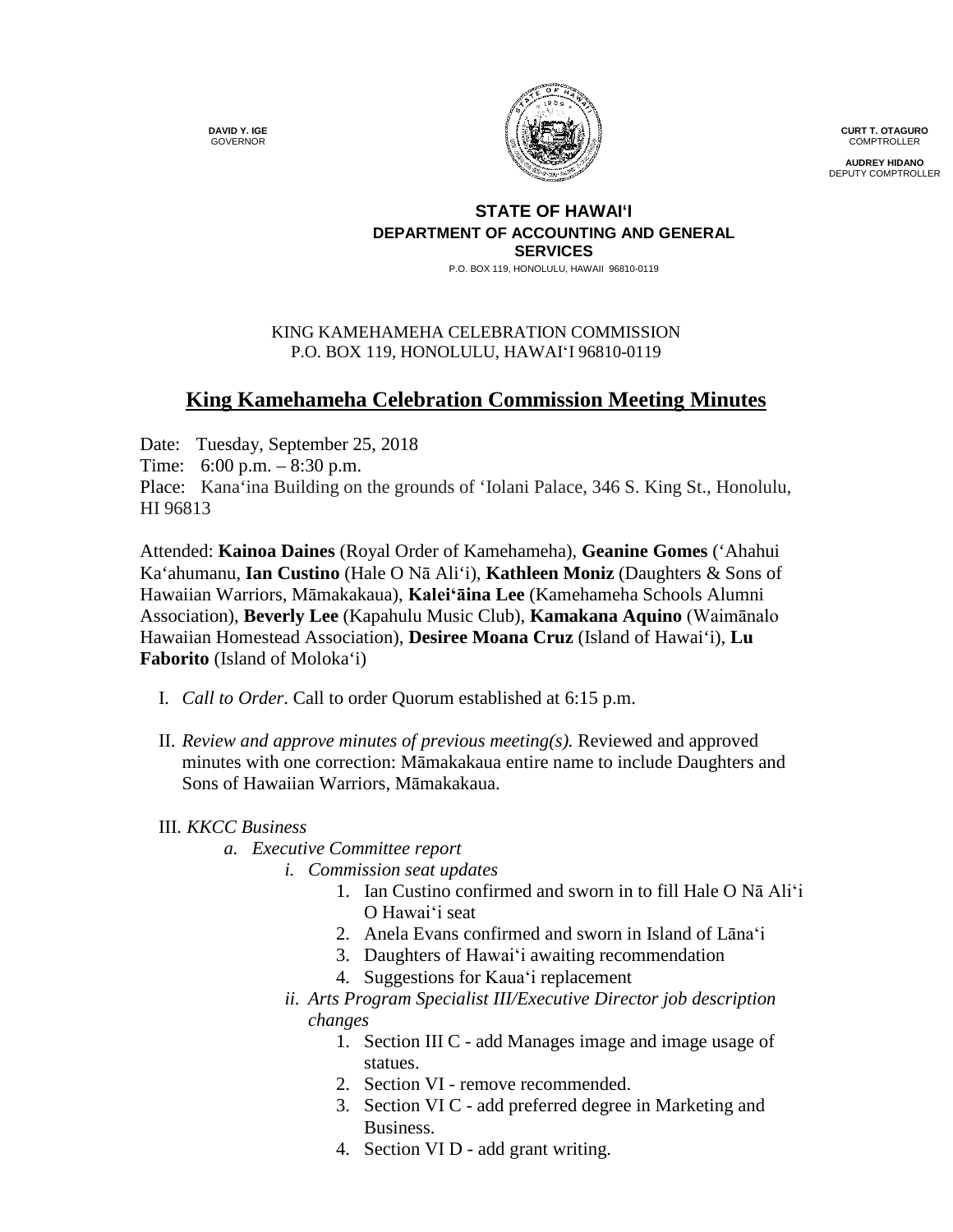**DAVID Y. IGE**
GOVERNOR

**CURT T. OTAGURO**
COMPTROLLER

**AUDREY HIDANO**
DEPUTY COMPTROLLER

**STATE OF HAWAIʻI**
**DEPARTMENT OF ACCOUNTING AND GENERAL SERVICES**
P.O. BOX 119, HONOLULU, HAWAII 96810-0119

KING KAMEHAMEHA CELEBRATION COMMISSION
P.O. BOX 119, HONOLULU, HAWAIʻI 96810-0119

# King Kamehameha Celebration Commission Meeting Minutes

Date: Tuesday, September 25, 2018
Time: 6:00 p.m. – 8:30 p.m.
Place: Kanaʻina Building on the grounds of ʻIolani Palace, 346 S. King St., Honolulu, HI 96813

Attended: **Kainoa Daines** (Royal Order of Kamehameha), **Geanine Gomes** (ʻAhahui Kaʻahumanu, **Ian Custino** (Hale O Nā Aliʻi), **Kathleen Moniz** (Daughters & Sons of Hawaiian Warriors, Māmakakaua), **Kaleiʻāina Lee** (Kamehameha Schools Alumni Association), **Beverly Lee** (Kapahulu Music Club), **Kamakana Aquino** (Waimānalo Hawaiian Homestead Association), **Desiree Moana Cruz** (Island of Hawaiʻi), **Lu Faborito** (Island of Molokaʻi)

I. *Call to Order*. Call to order Quorum established at 6:15 p.m.

II. *Review and approve minutes of previous meeting(s).* Reviewed and approved minutes with one correction: Māmakakaua entire name to include Daughters and Sons of Hawaiian Warriors, Māmakakaua.

III. *KKCC Business*
  a. *Executive Committee report*
    i. *Commission seat updates*
      1. Ian Custino confirmed and sworn in to fill Hale O Nā Aliʻi O Hawaiʻi seat
      2. Anela Evans confirmed and sworn in Island of Lānaʻi
      3. Daughters of Hawaiʻi awaiting recommendation
      4. Suggestions for Kauaʻi replacement
    ii. *Arts Program Specialist III/Executive Director job description changes*
      1. Section III C - add Manages image and image usage of statues.
      2. Section VI - remove recommended.
      3. Section VI C - add preferred degree in Marketing and Business.
      4. Section VI D - add grant writing.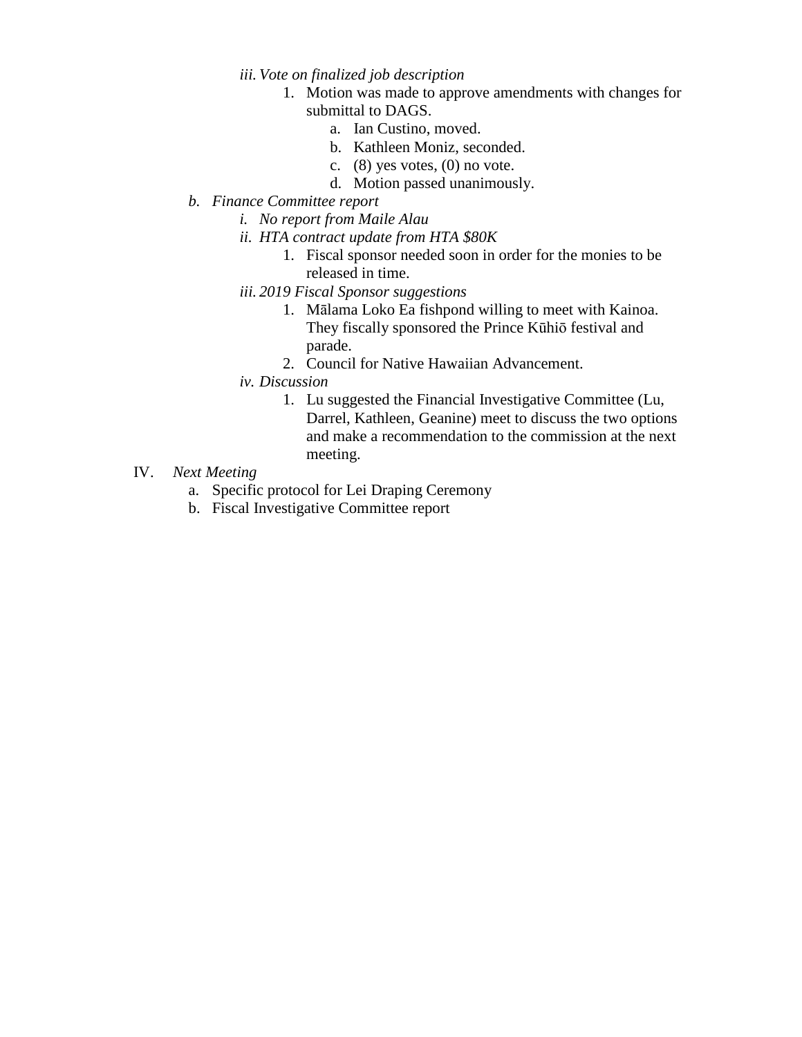iii. *Vote on finalized job description*
            1. Motion was made to approve amendments with changes for submittal to DAGS.
                a. Ian Custino, moved.
                b. Kathleen Moniz, seconded.
                c. (8) yes votes, (0) no vote.
                d. Motion passed unanimously.

    b. *Finance Committee report*
        i. *No report from Maile Alau*
        ii. *HTA contract update from HTA $80K*
            1. Fiscal sponsor needed soon in order for the monies to be released in time.
        iii. *2019 Fiscal Sponsor suggestions*
            1. Mālama Loko Ea fishpond willing to meet with Kainoa. They fiscally sponsored the Prince Kūhiō festival and parade.
            2. Council for Native Hawaiian Advancement.
        iv. *Discussion*
            1. Lu suggested the Financial Investigative Committee (Lu, Darrel, Kathleen, Geanine) meet to discuss the two options and make a recommendation to the commission at the next meeting.

IV. *Next Meeting*
    a. Specific protocol for Lei Draping Ceremony
    b. Fiscal Investigative Committee report